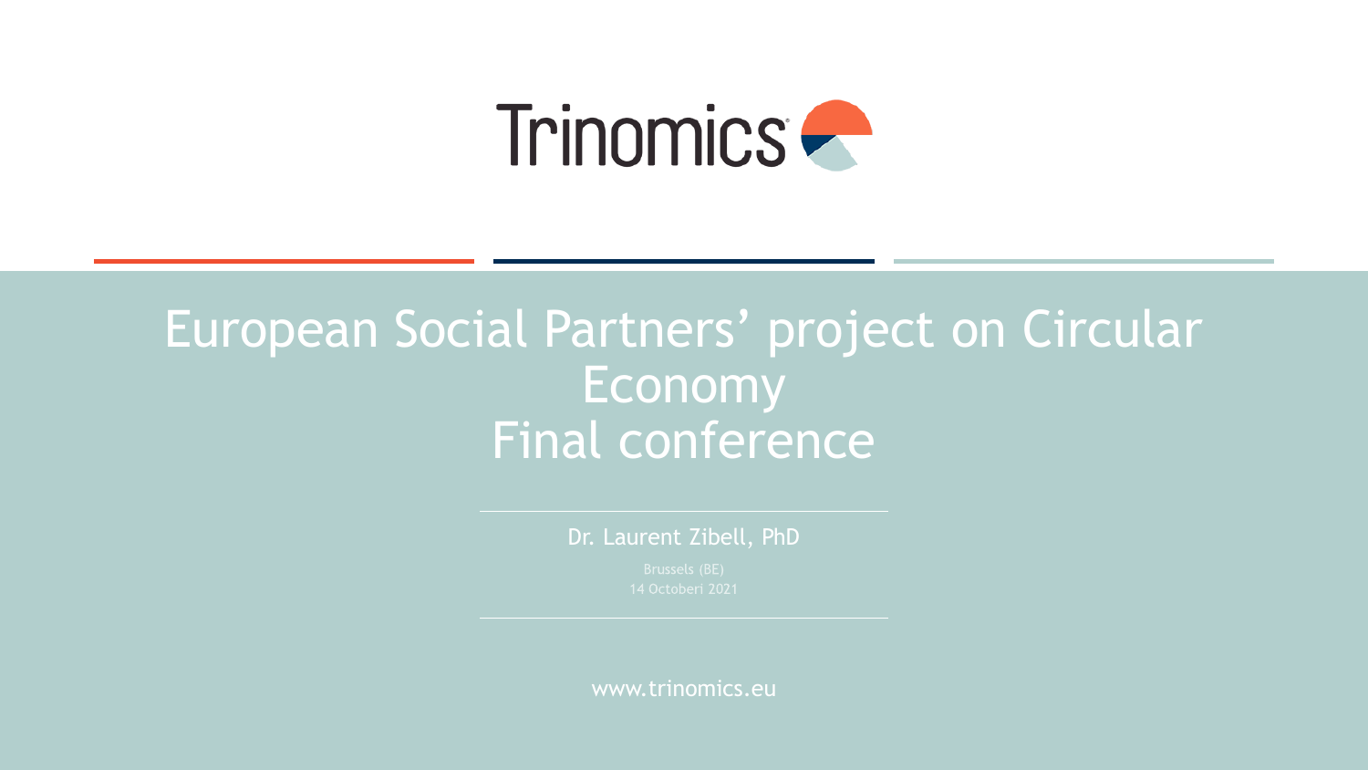Trinomics

# European Social Partners' project on Circular Economy
# Final conference

Dr. Laurent Zibell, PhD

Brussels (BE)
14 Octoberi 2021

www.trinomics.eu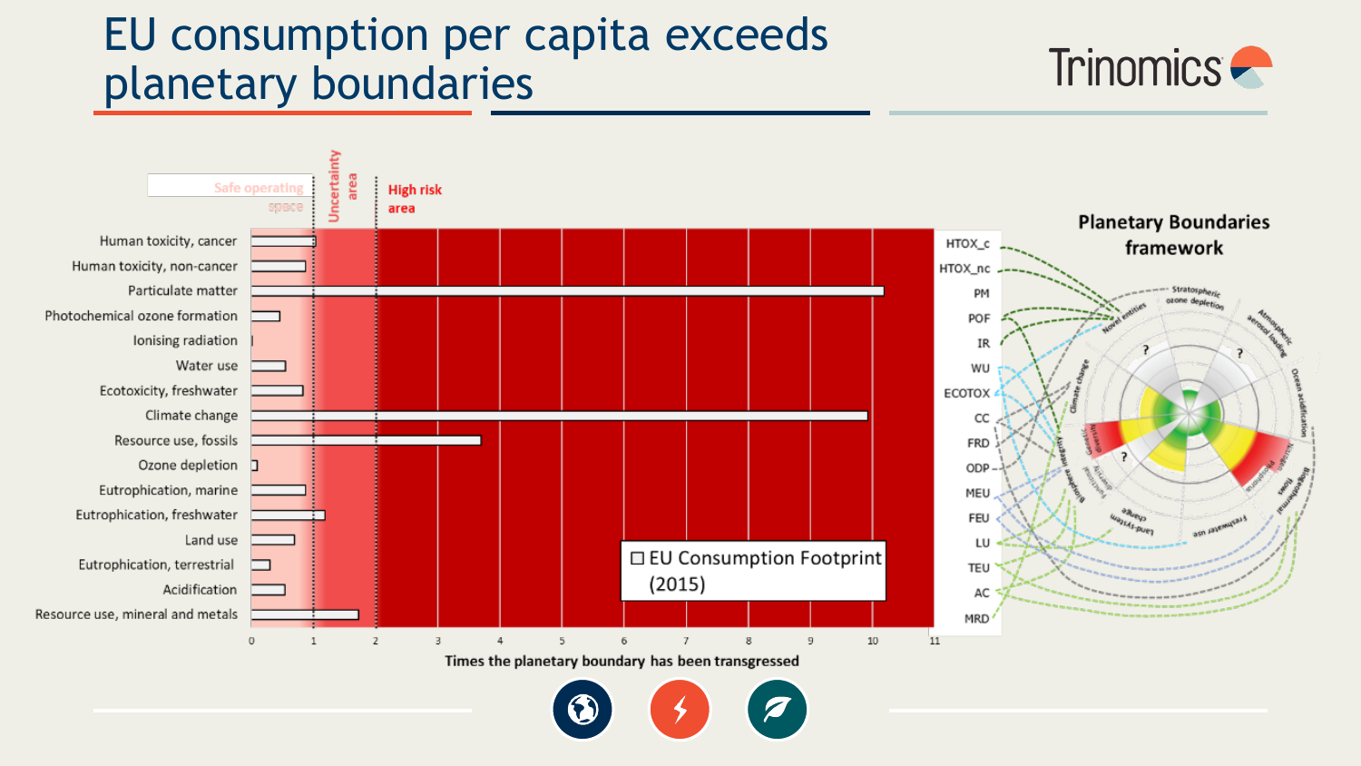# EU consumption per capita exceeds planetary boundaries

Safe operating space | Uncertainty area | High risk area

| Impact category | Abbreviation |
|---|---|
| Human toxicity, cancer | HTOX_c |
| Human toxicity, non-cancer | HTOX_nc |
| Particulate matter | PM |
| Photochemical ozone formation | POF |
| Ionising radiation | IR |
| Water use | WU |
| Ecotoxicity, freshwater | ECOTOX |
| Climate change | CC |
| Resource use, fossils | FRD |
| Ozone depletion | ODP |
| Eutrophication, marine | MEU |
| Eutrophication, freshwater | FEU |
| Land use | LU |
| Eutrophication, terrestrial | TEU |
| Acidification | AC |
| Resource use, mineral and metals | MRD |

☐ EU Consumption Footprint (2015)

Times the planetary boundary has been transgressed

Planetary Boundaries framework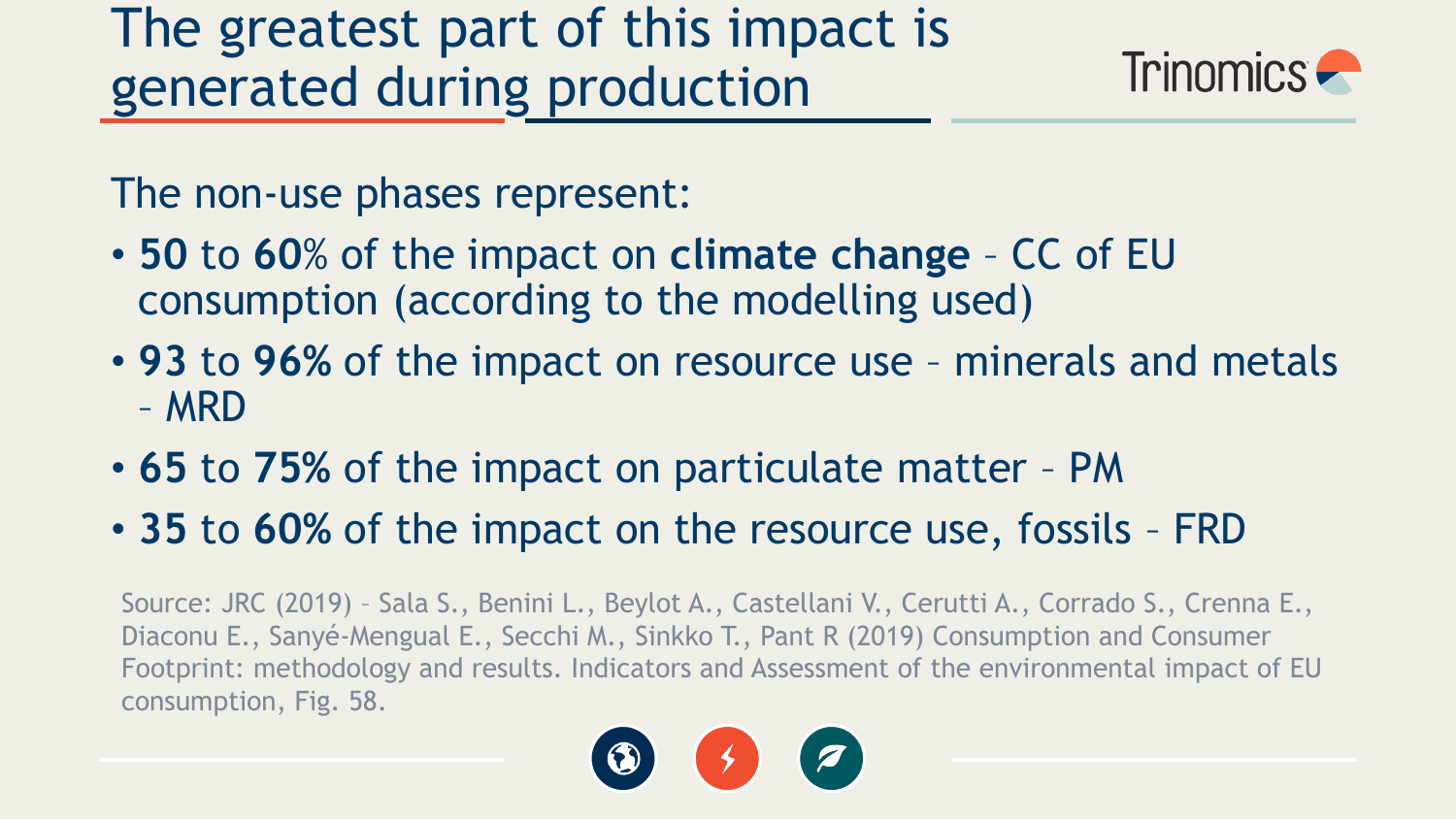# The greatest part of this impact is generated during production

The non-use phases represent:

- **50** to **60**% of the impact on **climate change** – CC of EU consumption (according to the modelling used)
- **93** to **96%** of the impact on resource use – minerals and metals – MRD
- **65** to **75%** of the impact on particulate matter – PM
- **35** to **60%** of the impact on the resource use, fossils – FRD

Source: JRC (2019) – Sala S., Benini L., Beylot A., Castellani V., Cerutti A., Corrado S., Crenna E., Diaconu E., Sanyé-Mengual E., Secchi M., Sinkko T., Pant R (2019) Consumption and Consumer Footprint: methodology and results. Indicators and Assessment of the environmental impact of EU consumption, Fig. 58.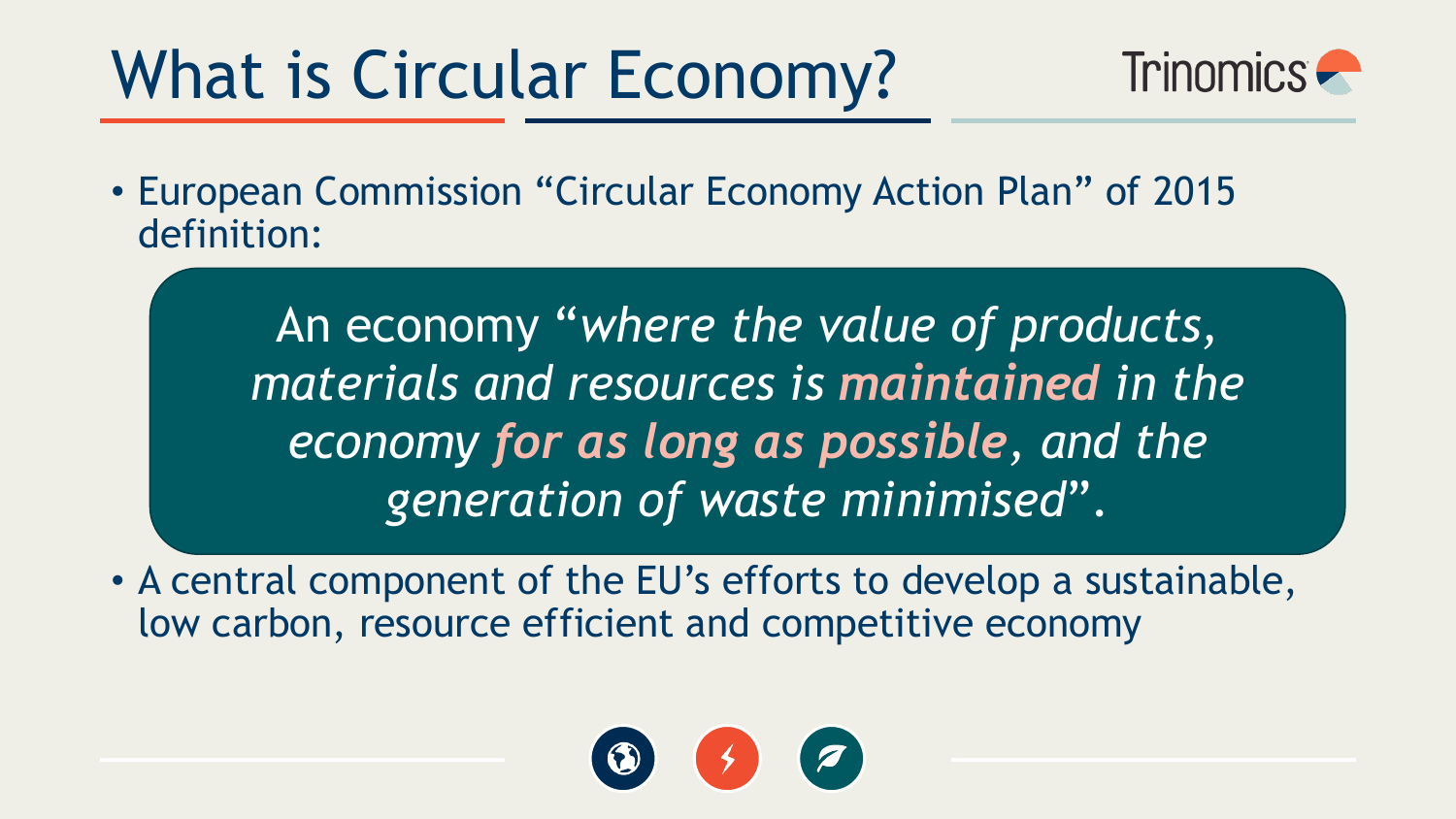# What is Circular Economy?

- European Commission "Circular Economy Action Plan" of 2015 definition:

> An economy "*where the value of products, materials and resources is **maintained** in the economy **for as long as possible**, and the generation of waste minimised*".

- A central component of the EU's efforts to develop a sustainable, low carbon, resource efficient and competitive economy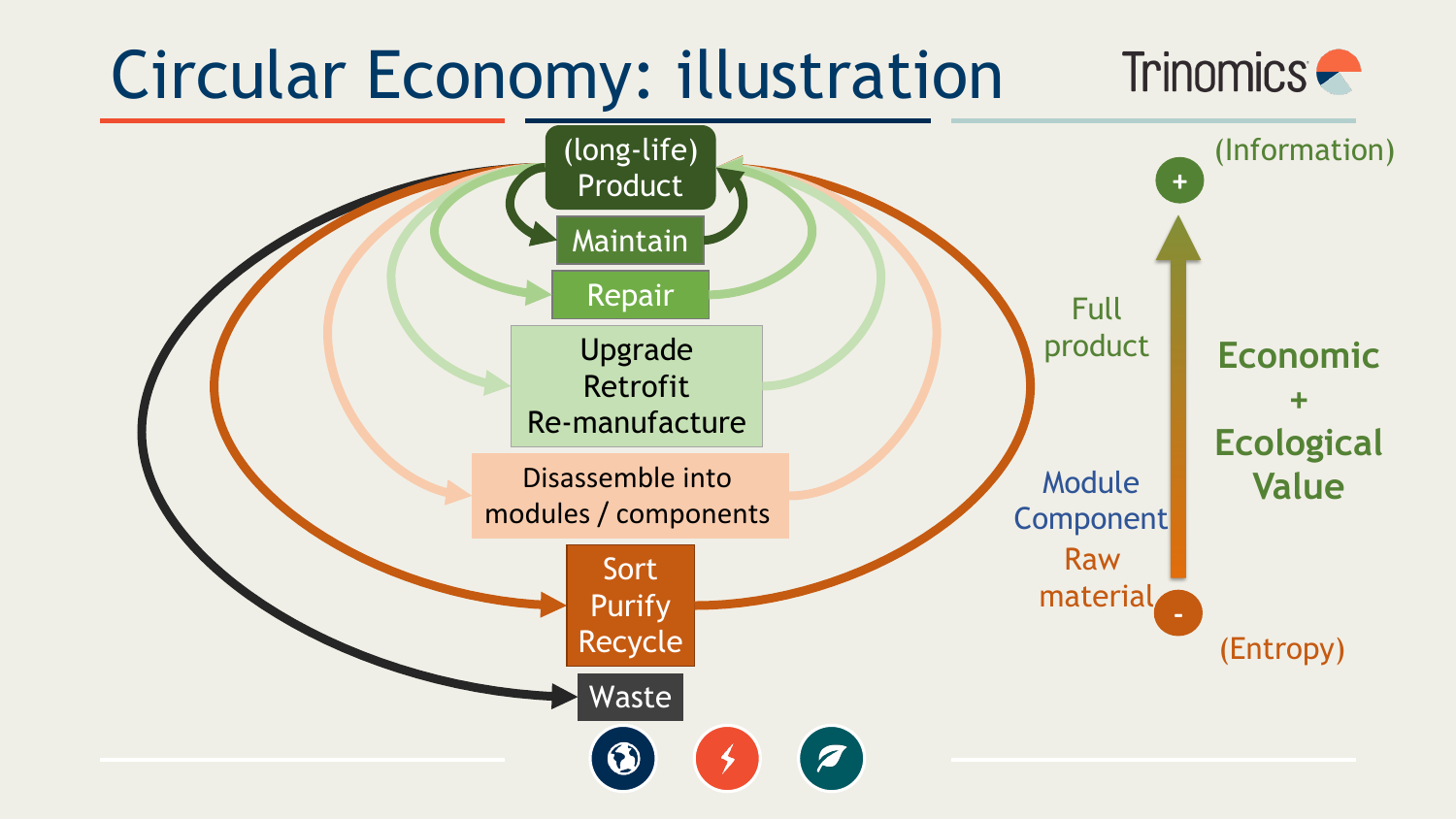# Circular Economy: illustration

(long-life) Product

Maintain

Repair

Upgrade
Retrofit
Re-manufacture

Disassemble into modules / components

Sort
Purify
Recycle

Waste

(Information)

+

Full product

Module
Component

Raw material

-

(Entropy)

**Economic + Ecological Value**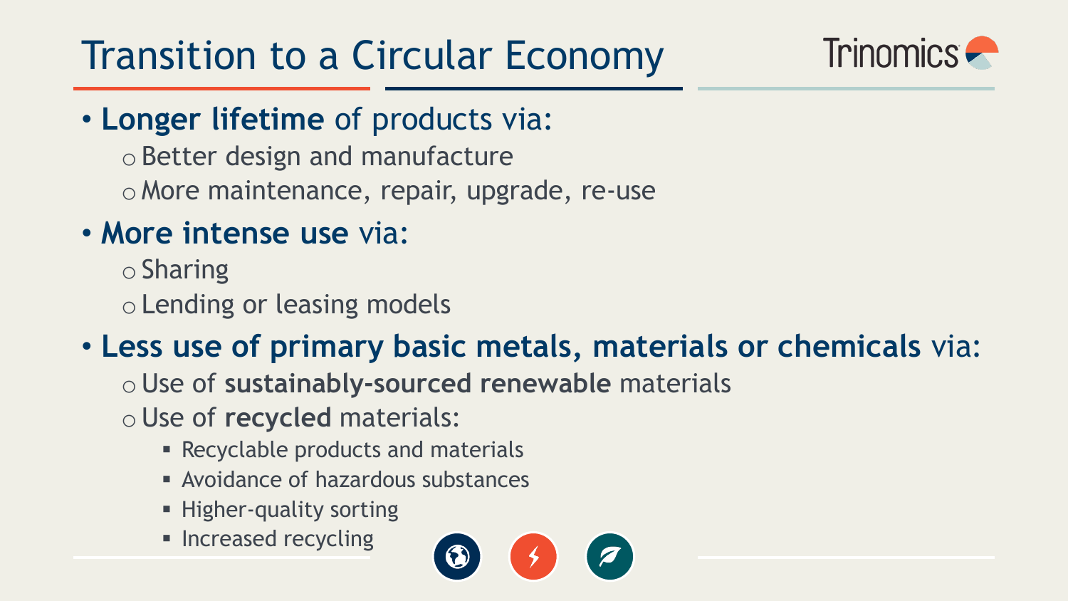# Transition to a Circular Economy

- **Longer lifetime** of products via:
  - Better design and manufacture
  - More maintenance, repair, upgrade, re-use
- **More intense use** via:
  - Sharing
  - Lending or leasing models
- **Less use of primary basic metals, materials or chemicals** via:
  - Use of **sustainably-sourced renewable** materials
  - Use of **recycled** materials:
    - Recyclable products and materials
    - Avoidance of hazardous substances
    - Higher-quality sorting
    - Increased recycling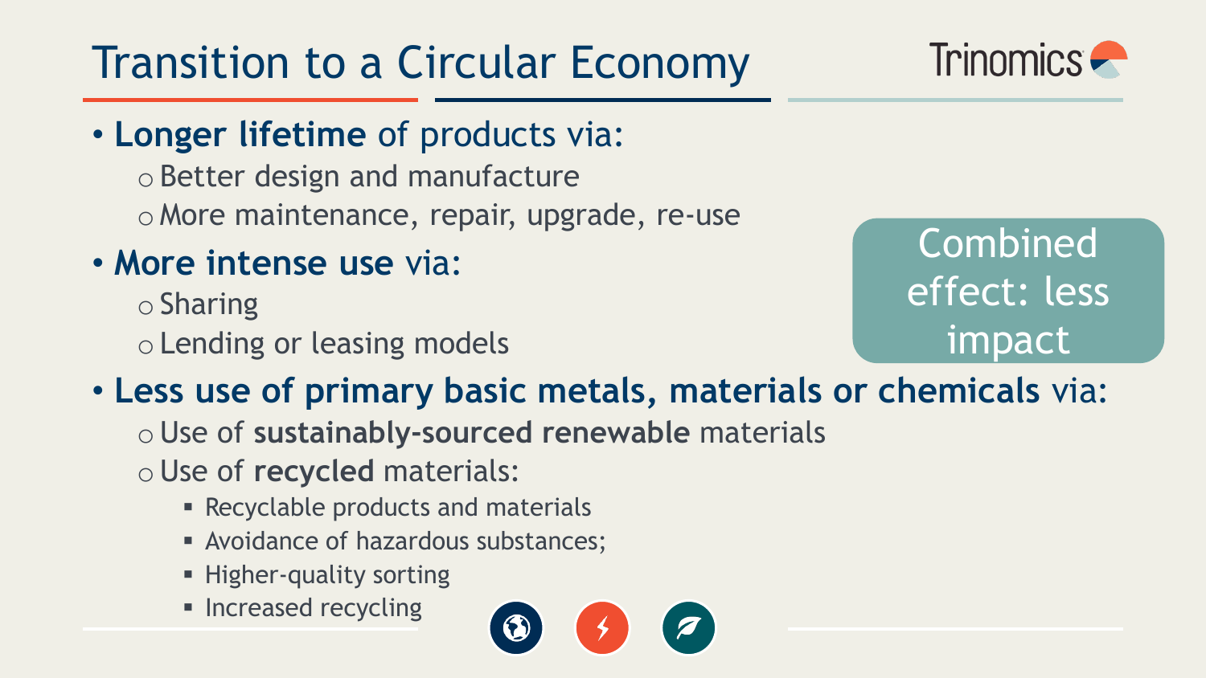# Transition to a Circular Economy

- **Longer lifetime** of products via:
  - Better design and manufacture
  - More maintenance, repair, upgrade, re-use
- **More intense use** via:
  - Sharing
  - Lending or leasing models
- **Less use of primary basic metals, materials or chemicals** via:
  - Use of **sustainably-sourced renewable** materials
  - Use of **recycled** materials:
    - Recyclable products and materials
    - Avoidance of hazardous substances;
    - Higher-quality sorting
    - Increased recycling

Combined effect: less impact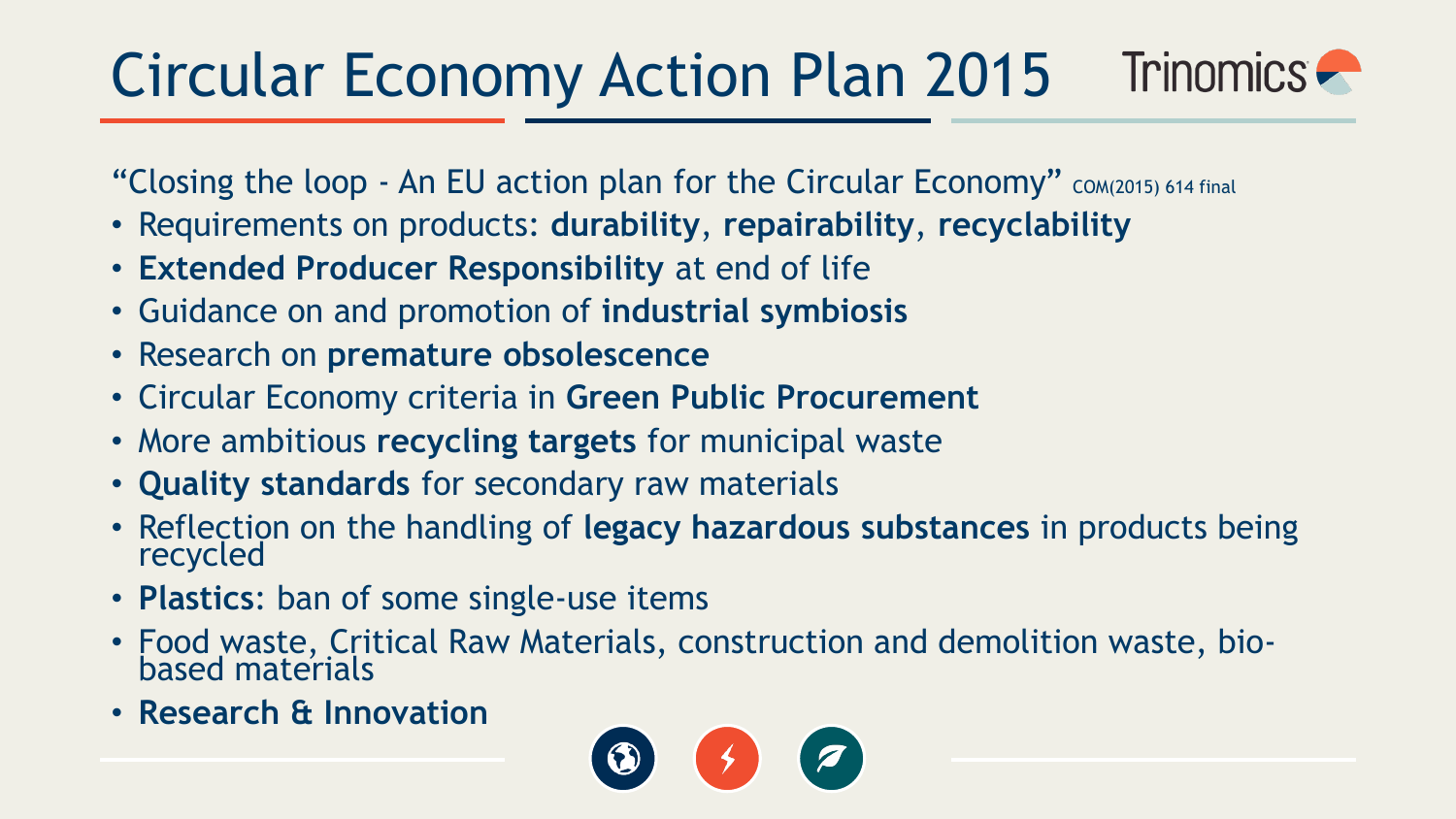# Circular Economy Action Plan 2015

"Closing the loop - An EU action plan for the Circular Economy" COM(2015) 614 final

- Requirements on products: **durability**, **repairability**, **recyclability**
- **Extended Producer Responsibility** at end of life
- Guidance on and promotion of **industrial symbiosis**
- Research on **premature obsolescence**
- Circular Economy criteria in **Green Public Procurement**
- More ambitious **recycling targets** for municipal waste
- **Quality standards** for secondary raw materials
- Reflection on the handling of **legacy hazardous substances** in products being recycled
- **Plastics**: ban of some single-use items
- Food waste, Critical Raw Materials, construction and demolition waste, bio-based materials
- **Research & Innovation**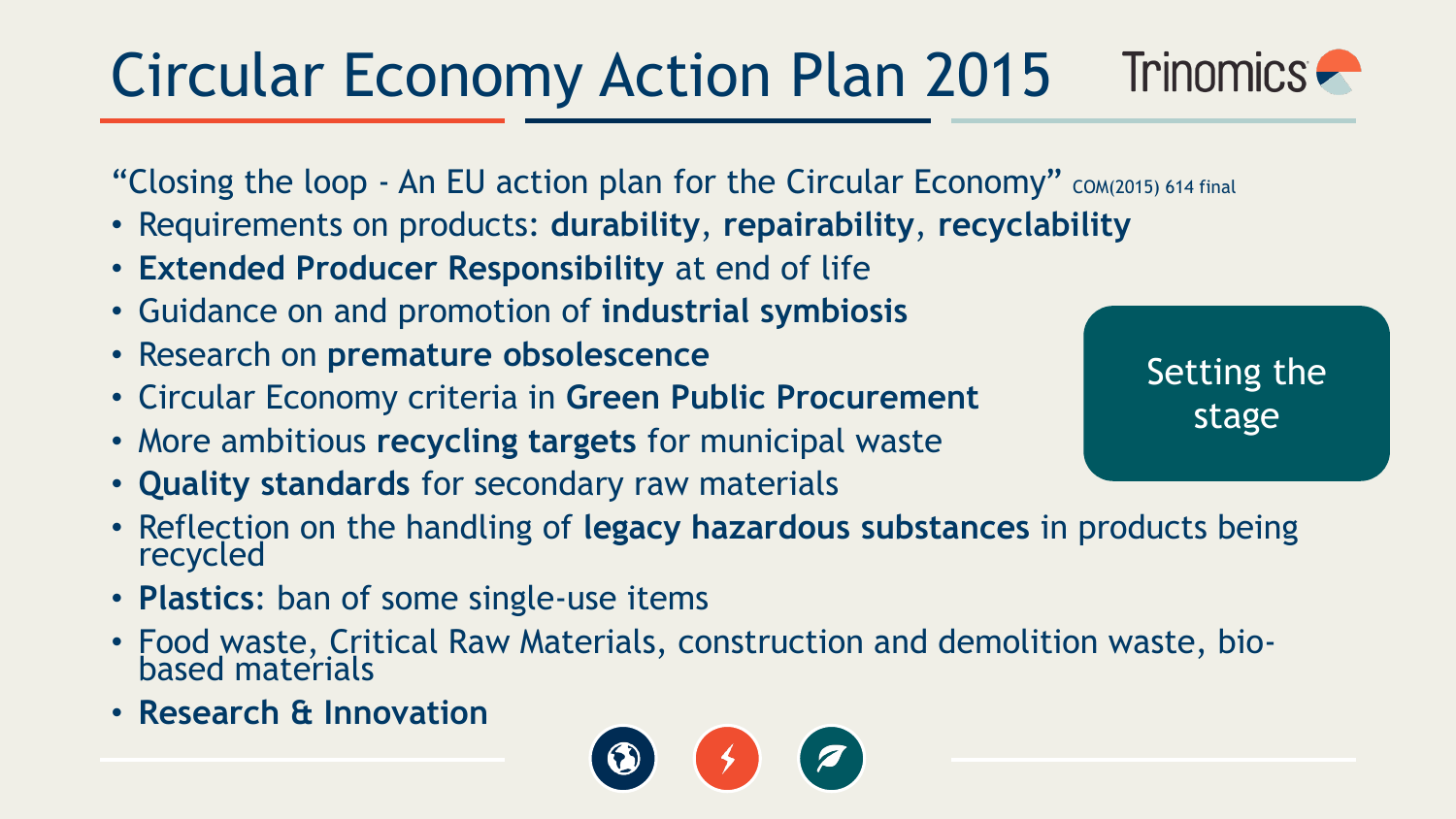# Circular Economy Action Plan 2015

"Closing the loop - An EU action plan for the Circular Economy" COM(2015) 614 final

- Requirements on products: **durability**, **repairability**, **recyclability**
- **Extended Producer Responsibility** at end of life
- Guidance on and promotion of **industrial symbiosis**
- Research on **premature obsolescence**
- Circular Economy criteria in **Green Public Procurement**
- More ambitious **recycling targets** for municipal waste
- **Quality standards** for secondary raw materials
- Reflection on the handling of **legacy hazardous substances** in products being recycled
- **Plastics**: ban of some single-use items
- Food waste, Critical Raw Materials, construction and demolition waste, bio-based materials
- **Research & Innovation**

Setting the stage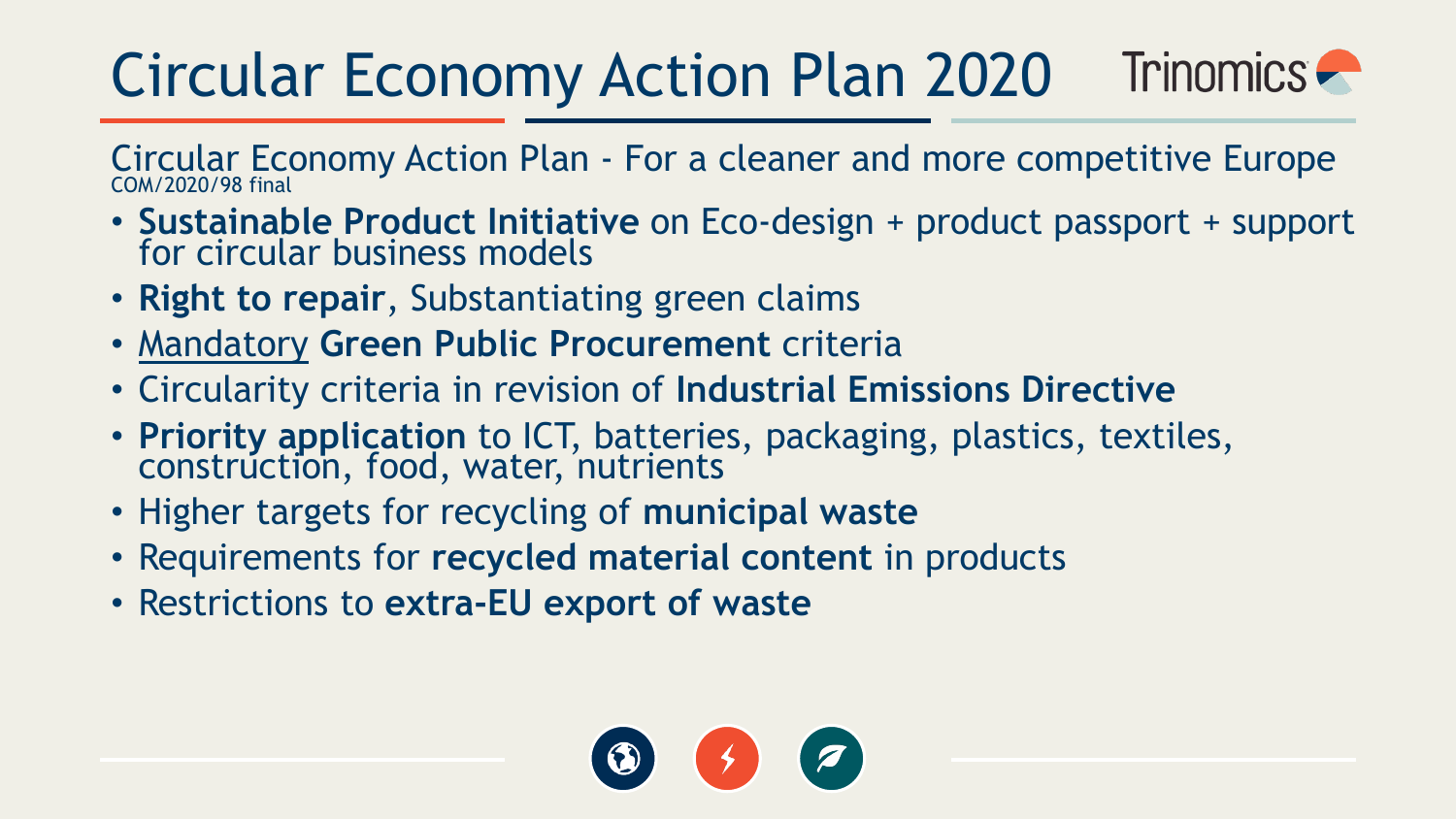# Circular Economy Action Plan 2020

Circular Economy Action Plan - For a cleaner and more competitive Europe
COM/2020/98 final

- **Sustainable Product Initiative** on Eco-design + product passport + support for circular business models
- **Right to repair**, Substantiating green claims
- <u>Mandatory</u> **Green Public Procurement** criteria
- Circularity criteria in revision of **Industrial Emissions Directive**
- **Priority application** to ICT, batteries, packaging, plastics, textiles, construction, food, water, nutrients
- Higher targets for recycling of **municipal waste**
- Requirements for **recycled material content** in products
- Restrictions to **extra-EU export of waste**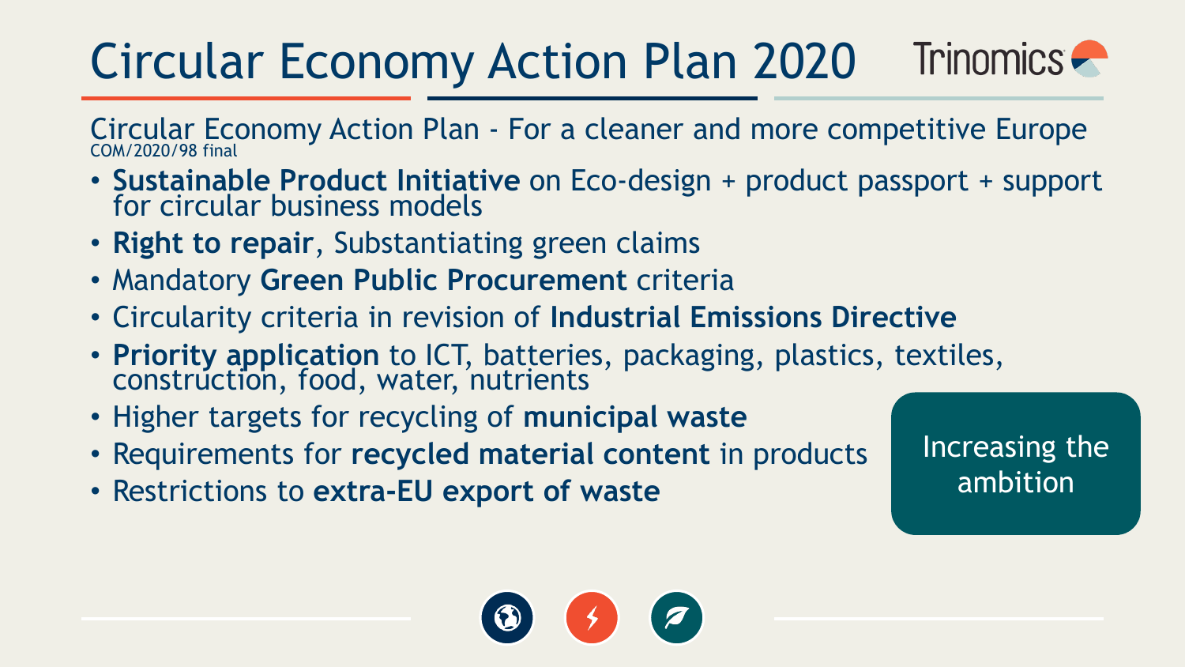# Circular Economy Action Plan 2020

Trinomics

Circular Economy Action Plan - For a cleaner and more competitive Europe
COM/2020/98 final

- **Sustainable Product Initiative** on Eco-design + product passport + support for circular business models
- **Right to repair**, Substantiating green claims
- Mandatory **Green Public Procurement** criteria
- Circularity criteria in revision of **Industrial Emissions Directive**
- **Priority application** to ICT, batteries, packaging, plastics, textiles, construction, food, water, nutrients
- Higher targets for recycling of **municipal waste**
- Requirements for **recycled material content** in products
- Restrictions to **extra-EU export of waste**

Increasing the ambition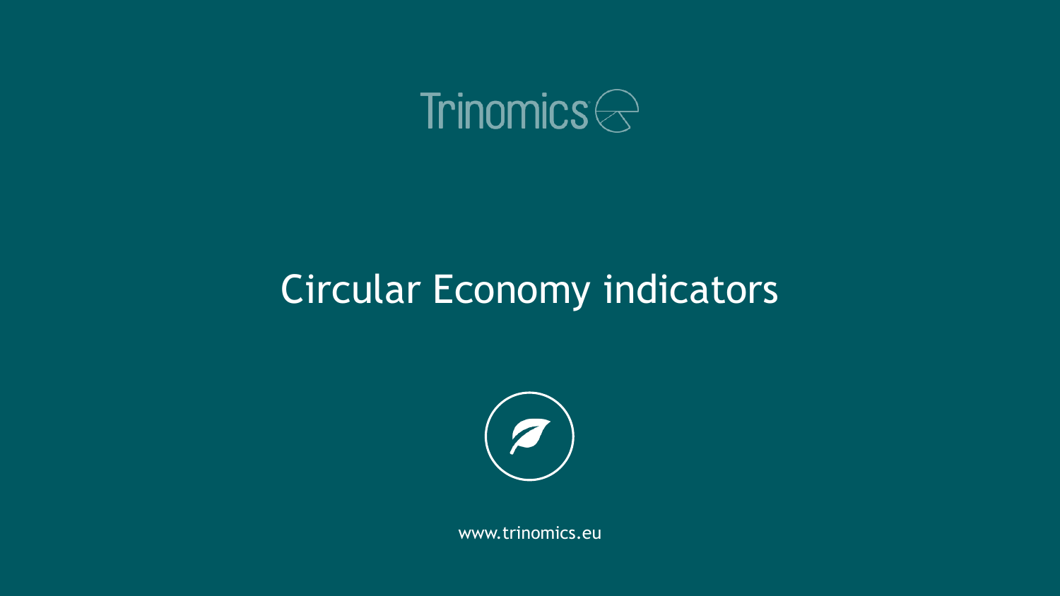Trinomics

# Circular Economy indicators

www.trinomics.eu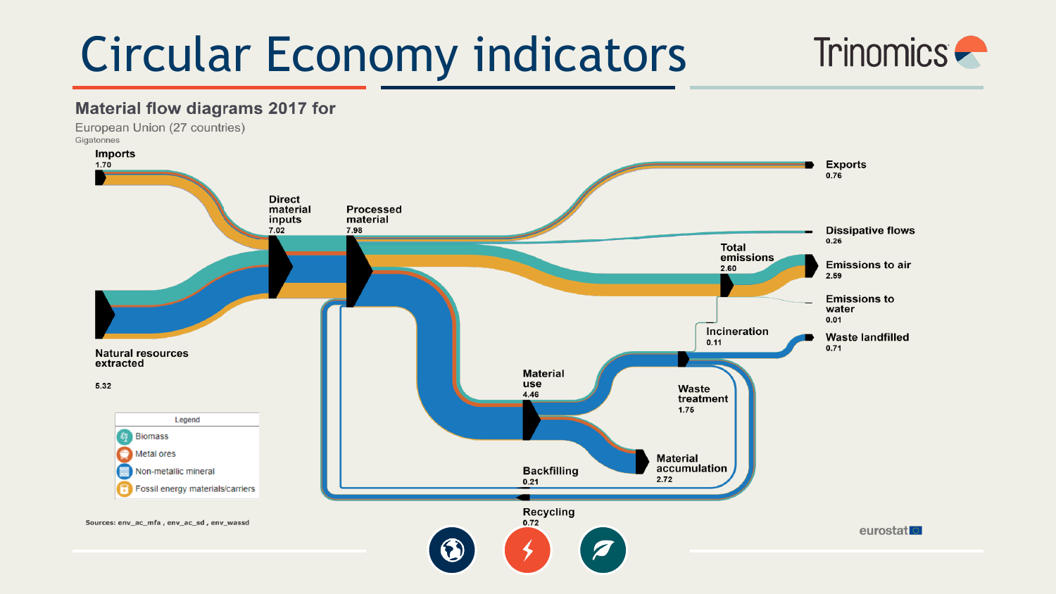# Circular Economy indicators

## Material flow diagrams 2017 for

European Union (27 countries)

Gigatonnes

**Imports**
1.70

**Natural resources extracted**
5.32

**Direct material inputs**
7.02

**Processed material**
7.98

**Exports**
0.76

**Dissipative flows**
0.26

**Total emissions**
2.60

**Emissions to air**
2.59

**Emissions to water**
0.01

**Incineration**
0.11

**Waste landfilled**
0.71

**Waste treatment**
1.76

**Material use**
4.46

**Material accumulation**
2.72

**Backfilling**
0.21

**Recycling**
0.72

| Legend |
| --- |
| Biomass |
| Metal ores |
| Non-metallic mineral |
| Fossil energy materials/carriers |

Sources: env_ac_mfa , env_ac_sd , env_wassd

eurostat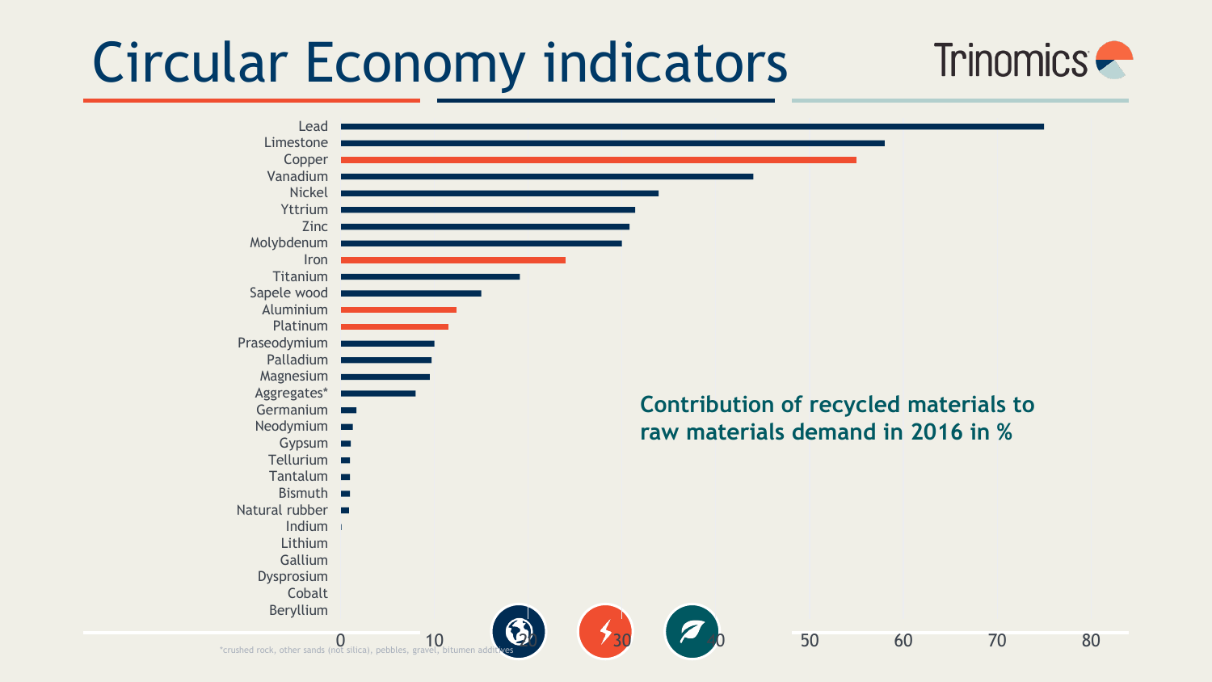# Circular Economy indicators

**Contribution of recycled materials to raw materials demand in 2016 in %**

| Material | % |
|---|---|
| Lead | ~75 |
| Limestone | ~58 |
| Copper | ~55 |
| Vanadium | ~44 |
| Nickel | ~34 |
| Yttrium | ~31 |
| Zinc | ~31 |
| Molybdenum | ~30 |
| Iron | ~24 |
| Titanium | ~19 |
| Sapele wood | ~15 |
| Aluminium | ~12 |
| Platinum | ~11 |
| Praseodymium | ~10 |
| Palladium | ~10 |
| Magnesium | ~9 |
| Aggregates* | ~8 |
| Germanium | ~2 |
| Neodymium | ~1 |
| Gypsum | ~1 |
| Tellurium | ~1 |
| Tantalum | ~1 |
| Bismuth | ~1 |
| Natural rubber | ~1 |
| Indium | ~0 |
| Lithium | 0 |
| Gallium | 0 |
| Dysprosium | 0 |
| Cobalt | 0 |
| Beryllium | 0 |

*crushed rock, other sands (not silica), pebbles, gravel, bitumen additives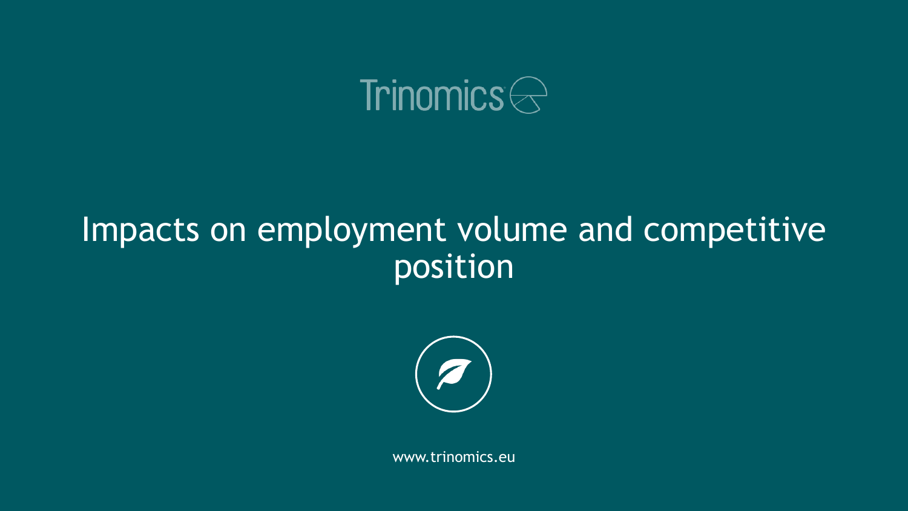Trinomics

# Impacts on employment volume and competitive position

www.trinomics.eu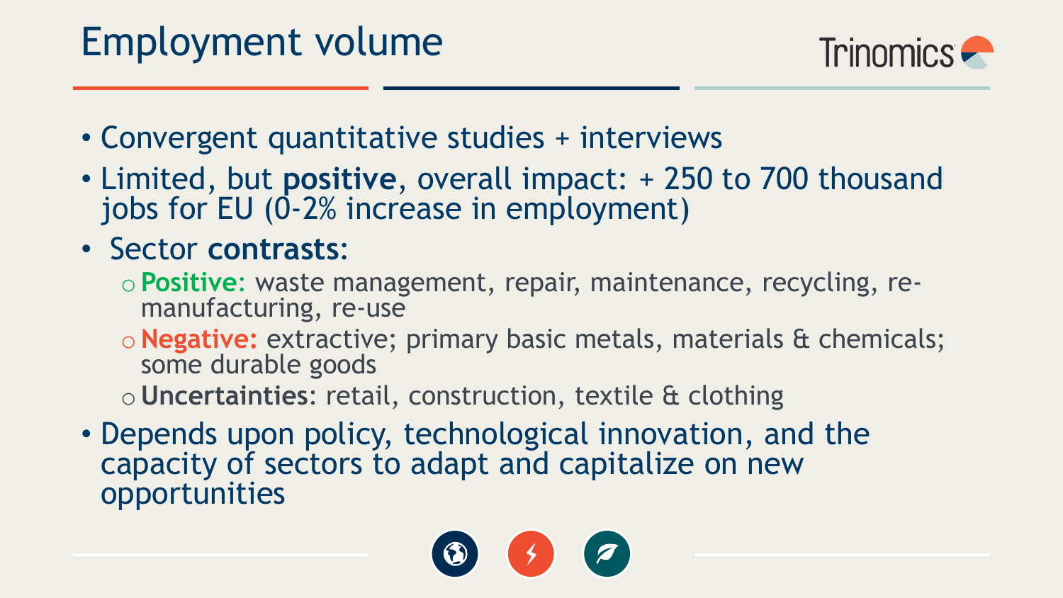# Employment volume

- Convergent quantitative studies + interviews
- Limited, but **positive**, overall impact: + 250 to 700 thousand jobs for EU (0-2% increase in employment)
- Sector **contrasts**:
  - **Positive:** waste management, repair, maintenance, recycling, re-manufacturing, re-use
  - **Negative:** extractive; primary basic metals, materials & chemicals; some durable goods
  - **Uncertainties**: retail, construction, textile & clothing
- Depends upon policy, technological innovation, and the capacity of sectors to adapt and capitalize on new opportunities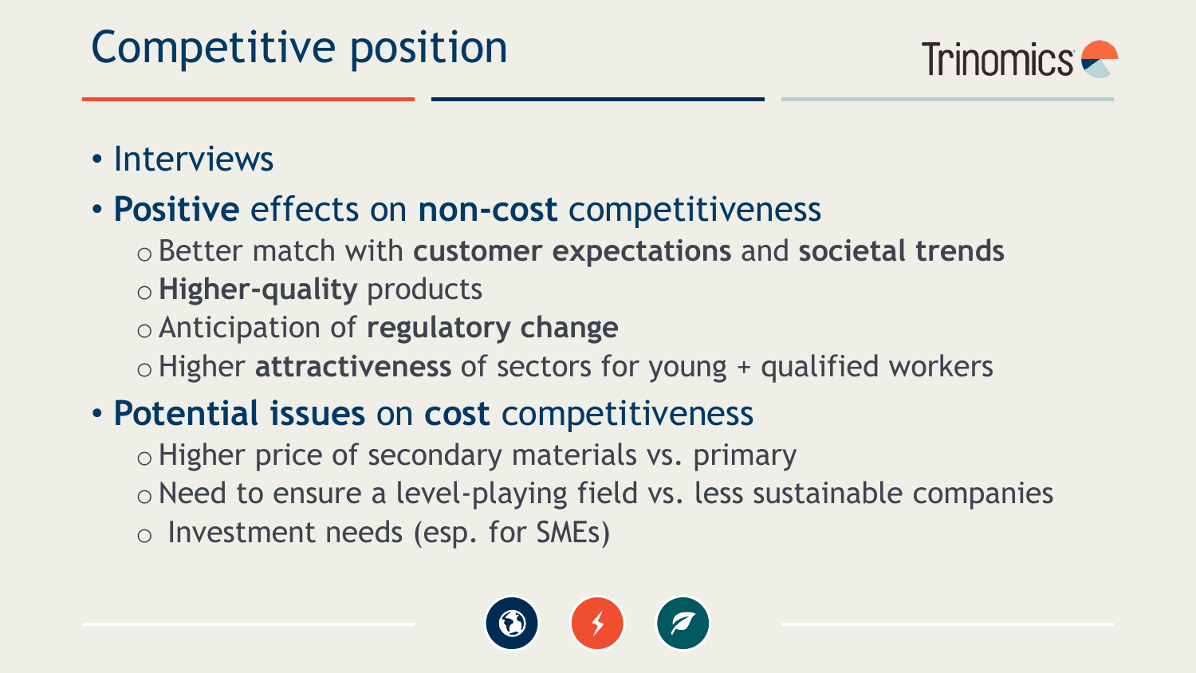# Competitive position

- Interviews
- **Positive** effects on **non-cost** competitiveness
  - Better match with **customer expectations** and **societal trends**
  - **Higher-quality** products
  - Anticipation of **regulatory change**
  - Higher **attractiveness** of sectors for young + qualified workers
- **Potential issues** on **cost** competitiveness
  - Higher price of secondary materials vs. primary
  - Need to ensure a level-playing field vs. less sustainable companies
  - Investment needs (esp. for SMEs)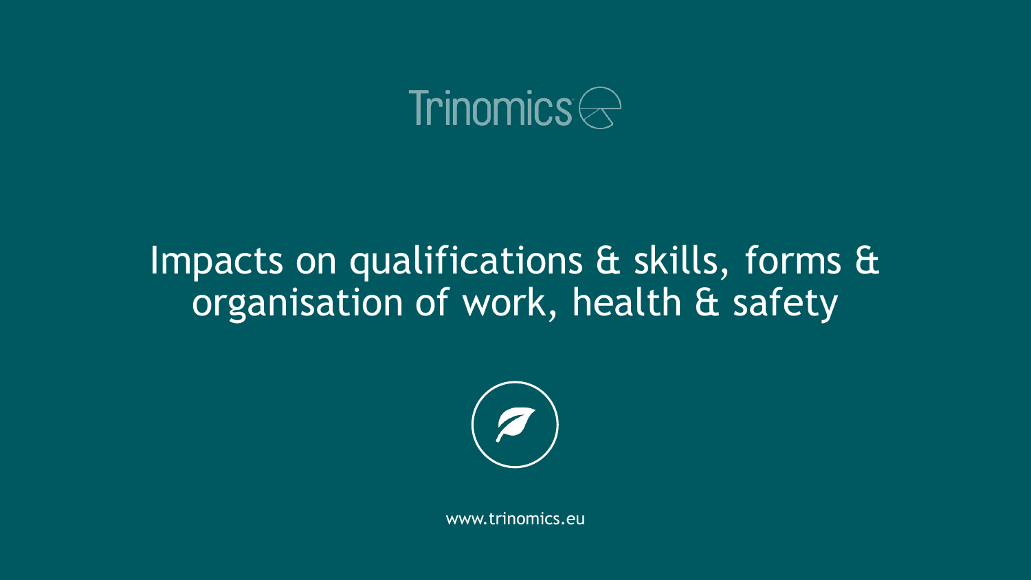Trinomics

# Impacts on qualifications & skills, forms & organisation of work, health & safety

www.trinomics.eu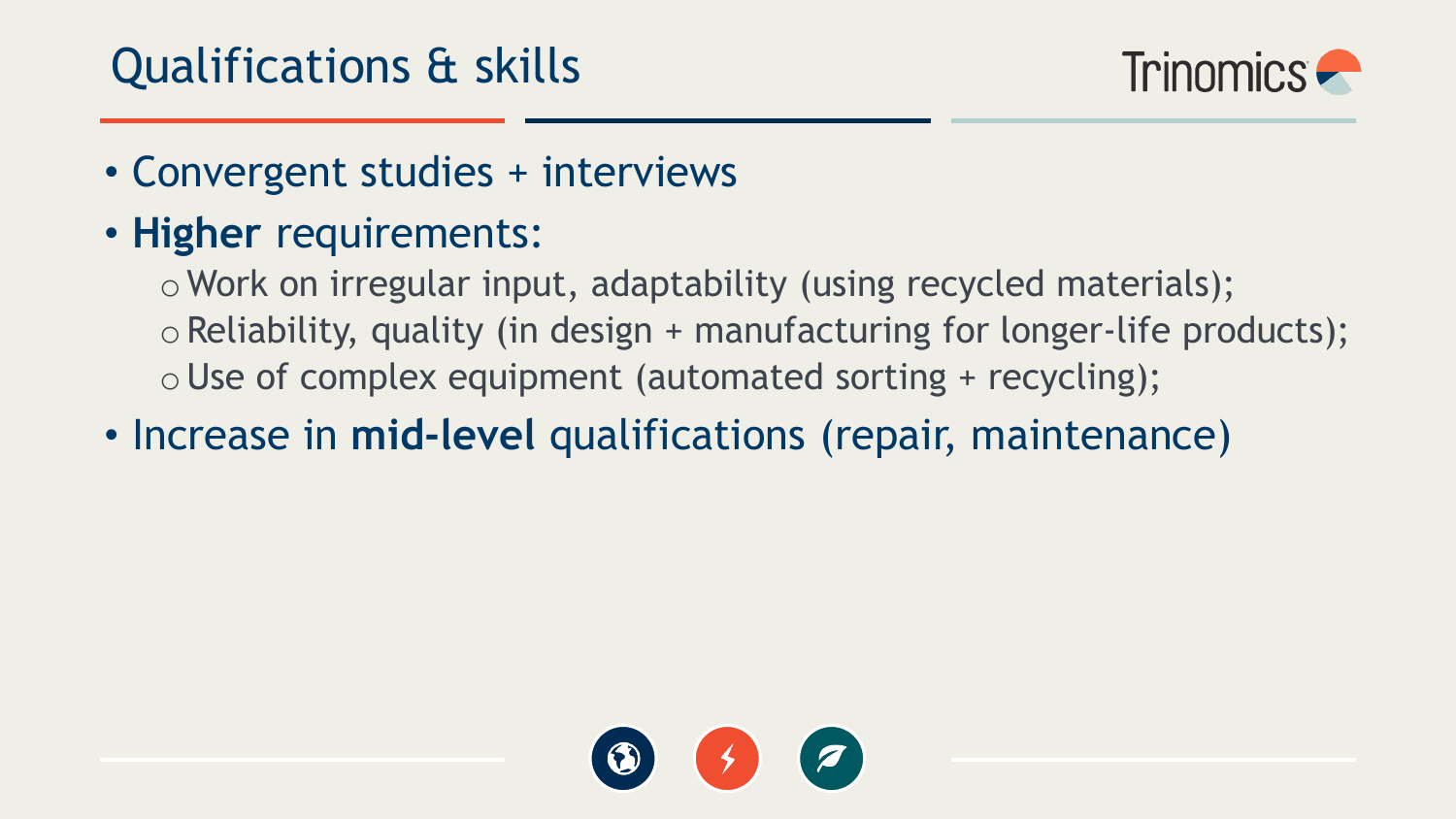# Qualifications & skills

- Convergent studies + interviews
- **Higher** requirements:
  - Work on irregular input, adaptability (using recycled materials);
  - Reliability, quality (in design + manufacturing for longer-life products);
  - Use of complex equipment (automated sorting + recycling);
- Increase in **mid-level** qualifications (repair, maintenance)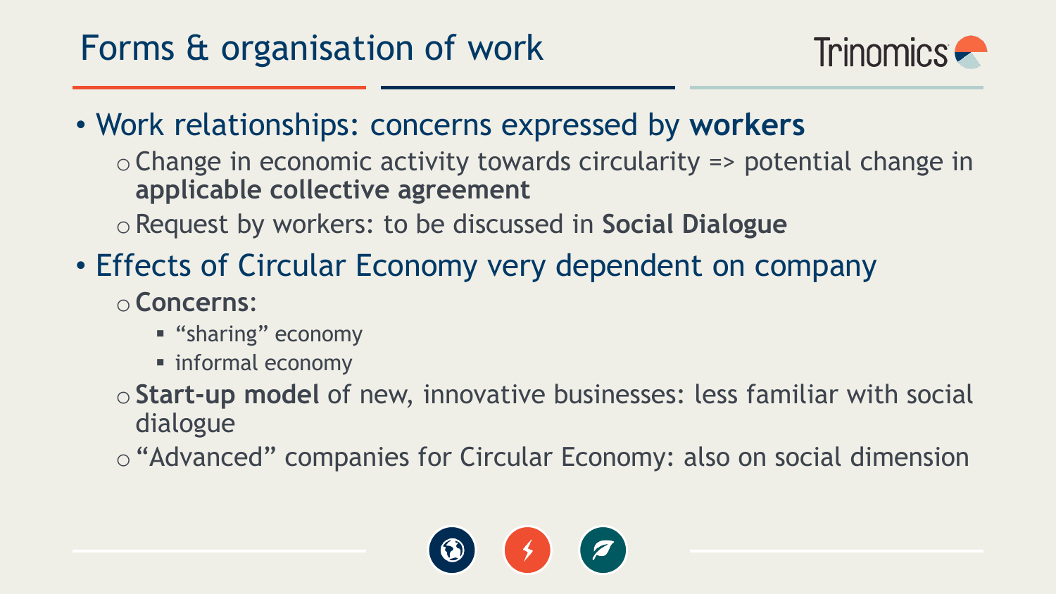# Forms & organisation of work

- Work relationships: concerns expressed by **workers**
  - Change in economic activity towards circularity => potential change in **applicable collective agreement**
  - Request by workers: to be discussed in **Social Dialogue**
- Effects of Circular Economy very dependent on company
  - **Concerns**:
    - “sharing” economy
    - informal economy
  - **Start-up model** of new, innovative businesses: less familiar with social dialogue
  - “Advanced” companies for Circular Economy: also on social dimension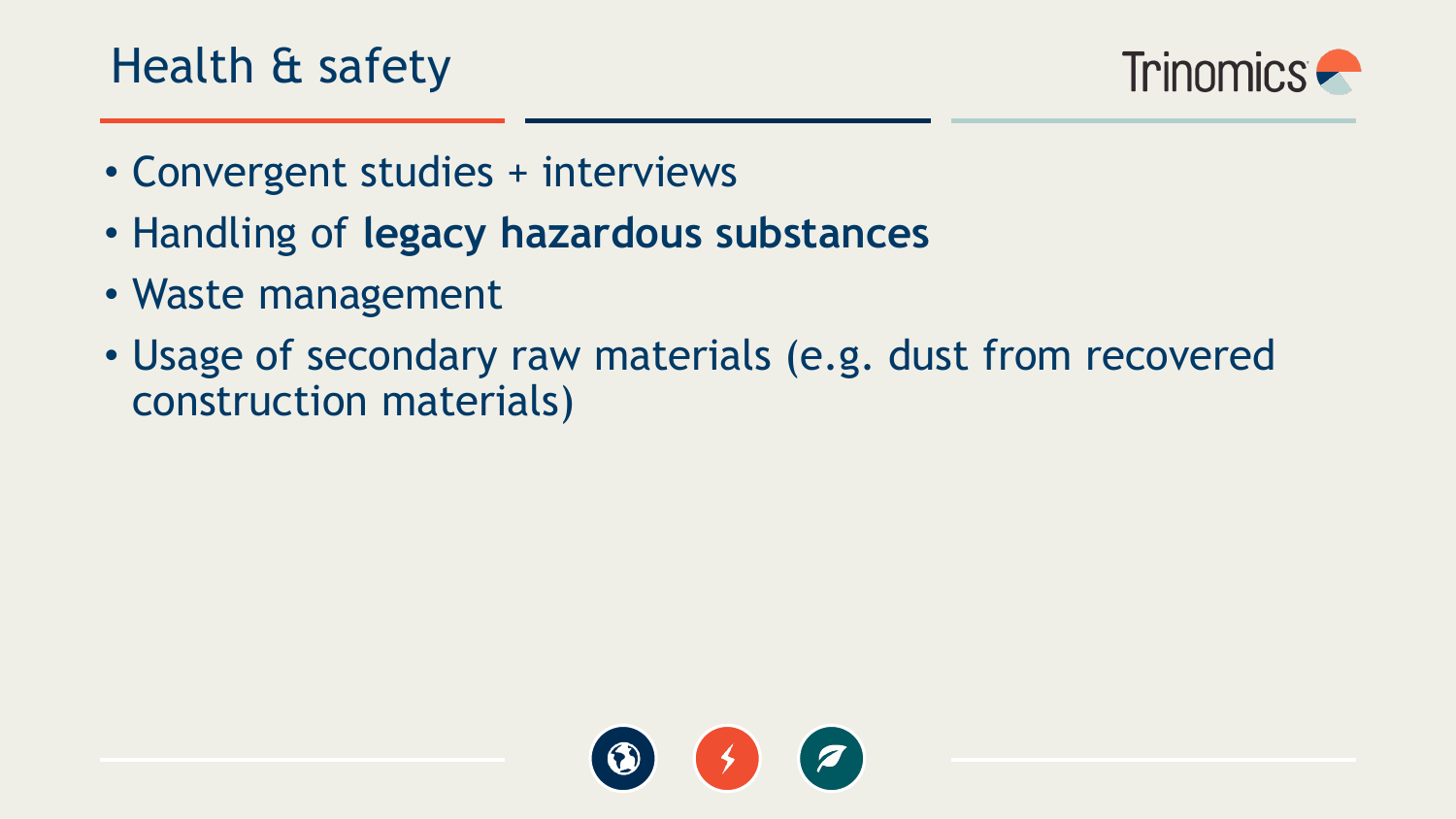# Health & safety

- Convergent studies + interviews
- Handling of **legacy hazardous substances**
- Waste management
- Usage of secondary raw materials (e.g. dust from recovered construction materials)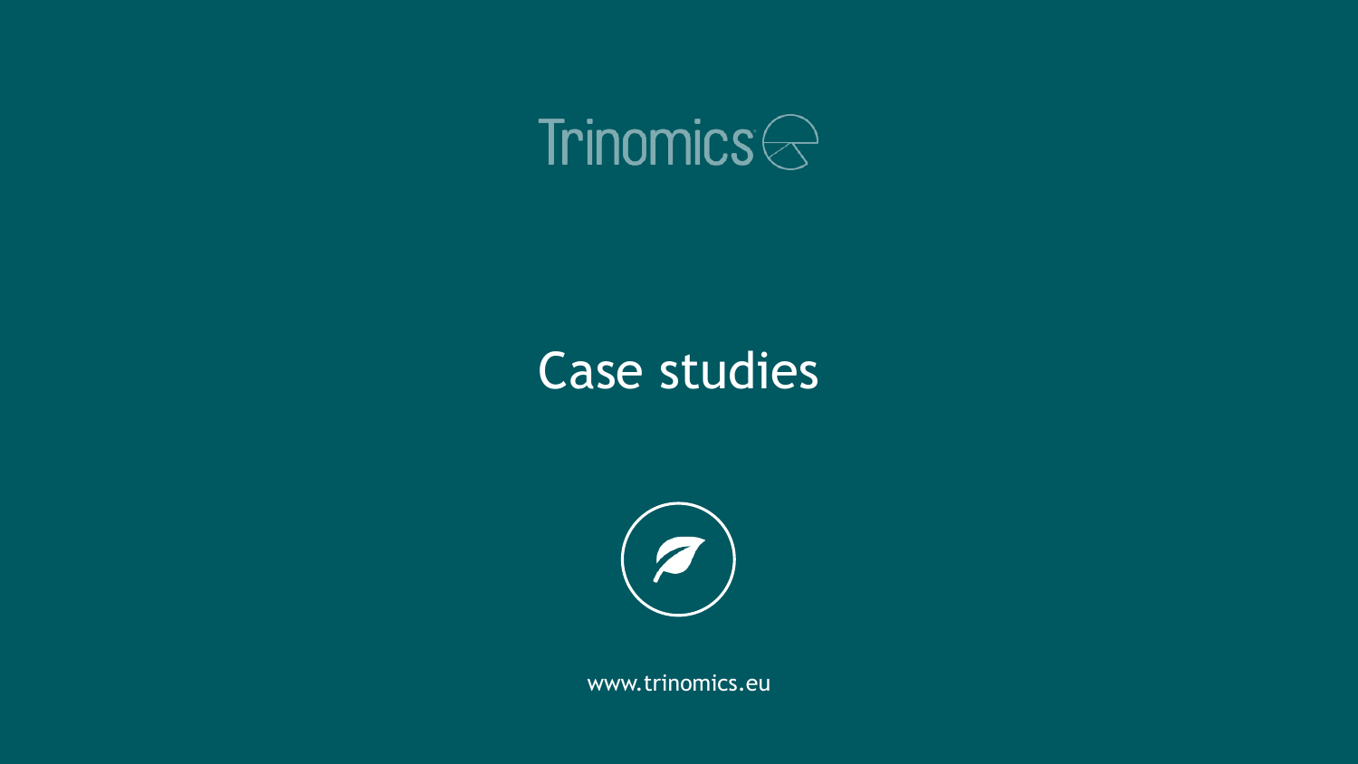Trinomics

# Case studies

www.trinomics.eu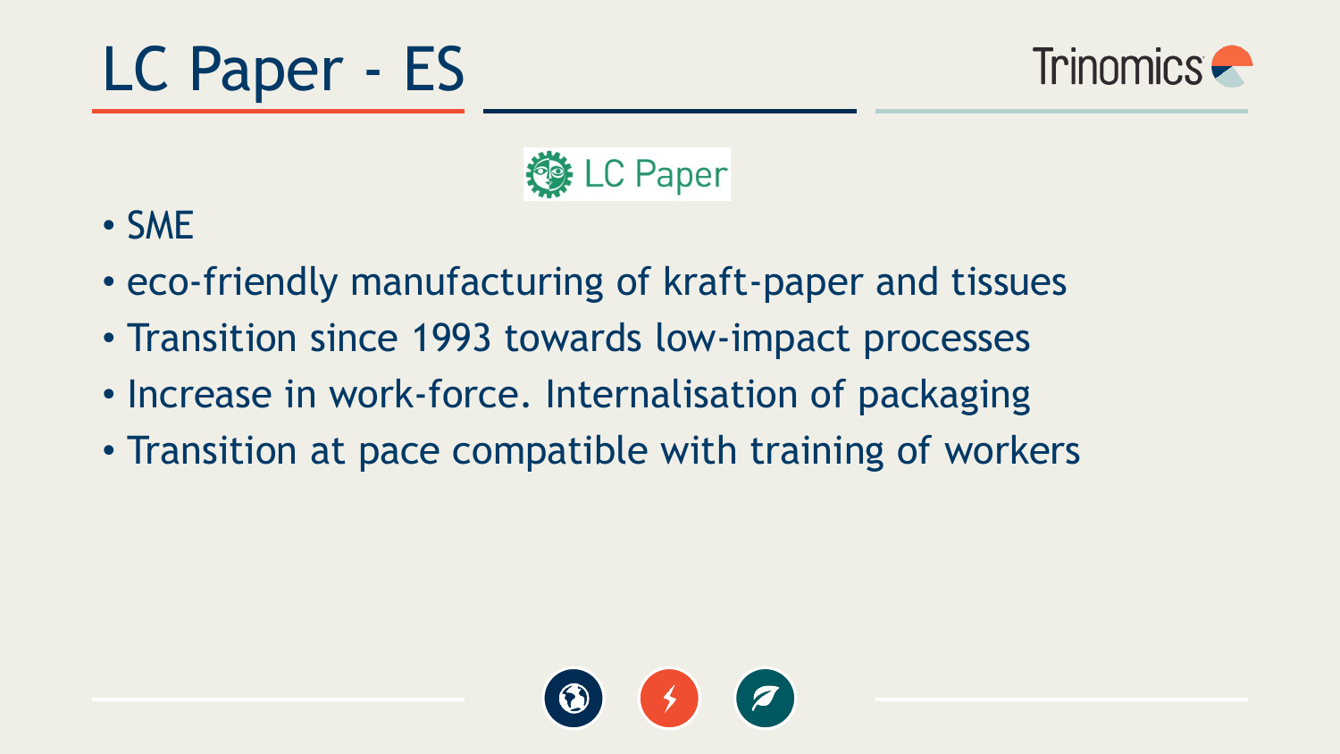# LC Paper - ES

LC Paper

- SME
- eco-friendly manufacturing of kraft-paper and tissues
- Transition since 1993 towards low-impact processes
- Increase in work-force. Internalisation of packaging
- Transition at pace compatible with training of workers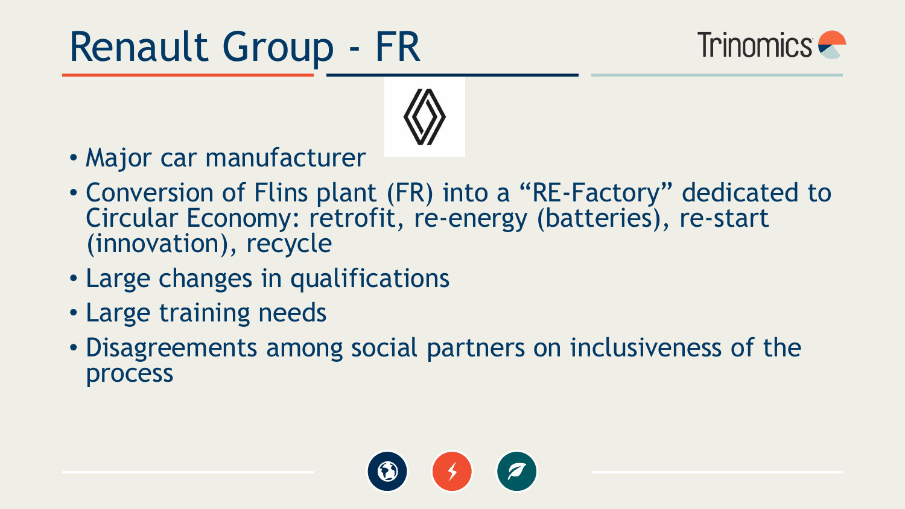# Renault Group - FR

- Major car manufacturer
- Conversion of Flins plant (FR) into a “RE-Factory” dedicated to Circular Economy: retrofit, re-energy (batteries), re-start (innovation), recycle
- Large changes in qualifications
- Large training needs
- Disagreements among social partners on inclusiveness of the process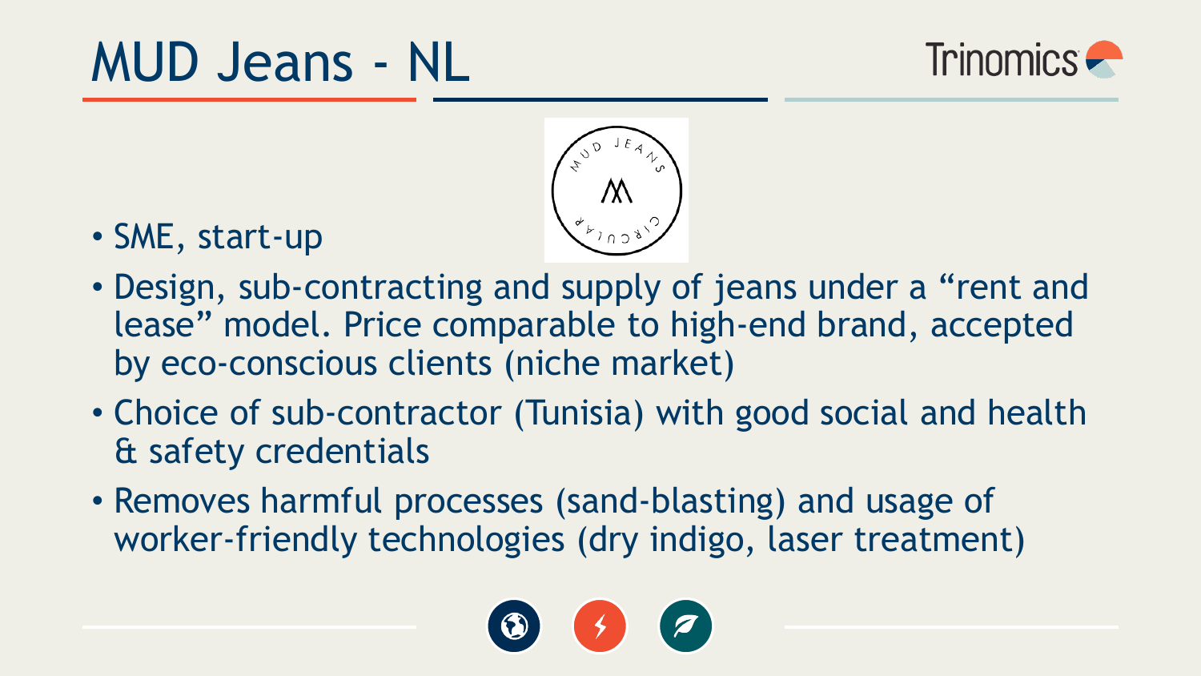# MUD Jeans - NL

- SME, start-up
- Design, sub-contracting and supply of jeans under a "rent and lease" model. Price comparable to high-end brand, accepted by eco-conscious clients (niche market)
- Choice of sub-contractor (Tunisia) with good social and health & safety credentials
- Removes harmful processes (sand-blasting) and usage of worker-friendly technologies (dry indigo, laser treatment)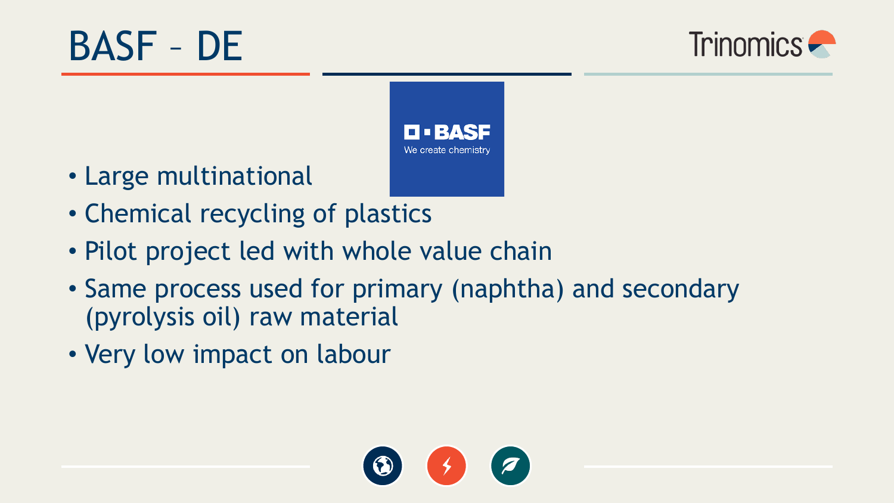# BASF – DE

- Large multinational
- Chemical recycling of plastics
- Pilot project led with whole value chain
- Same process used for primary (naphtha) and secondary (pyrolysis oil) raw material
- Very low impact on labour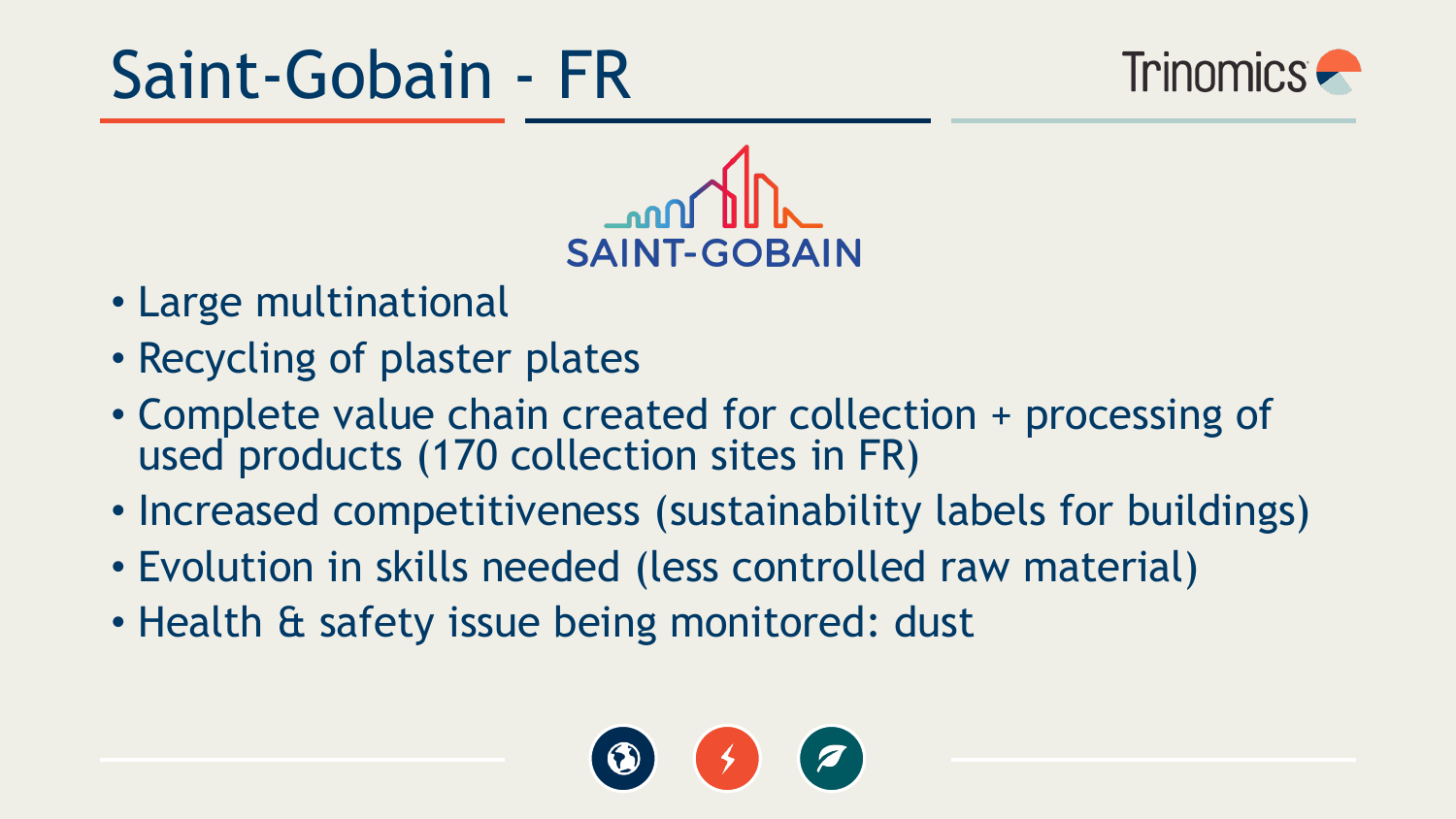# Saint-Gobain - FR

- Large multinational
- Recycling of plaster plates
- Complete value chain created for collection + processing of used products (170 collection sites in FR)
- Increased competitiveness (sustainability labels for buildings)
- Evolution in skills needed (less controlled raw material)
- Health & safety issue being monitored: dust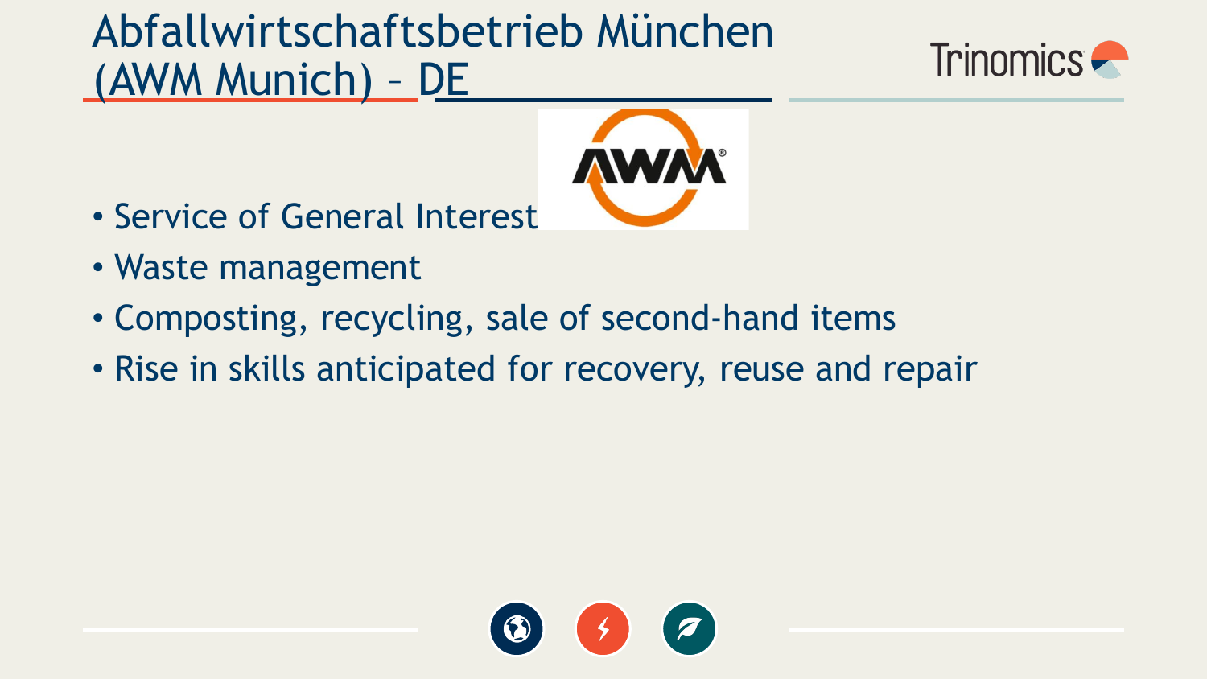# Abfallwirtschaftsbetrieb München (AWM Munich) – DE

- Service of General Interest
- Waste management
- Composting, recycling, sale of second-hand items
- Rise in skills anticipated for recovery, reuse and repair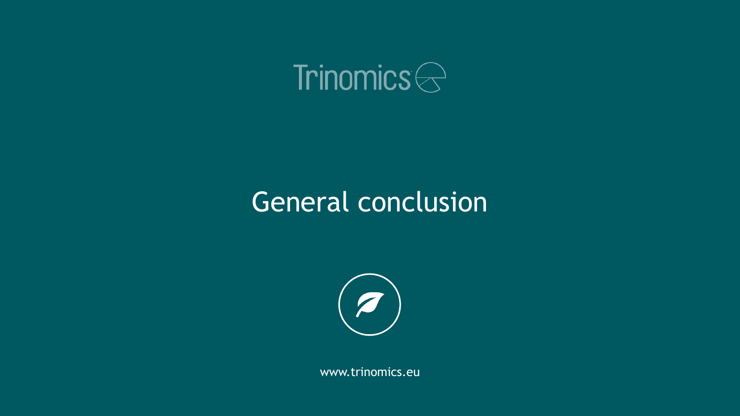Trinomics

# General conclusion

www.trinomics.eu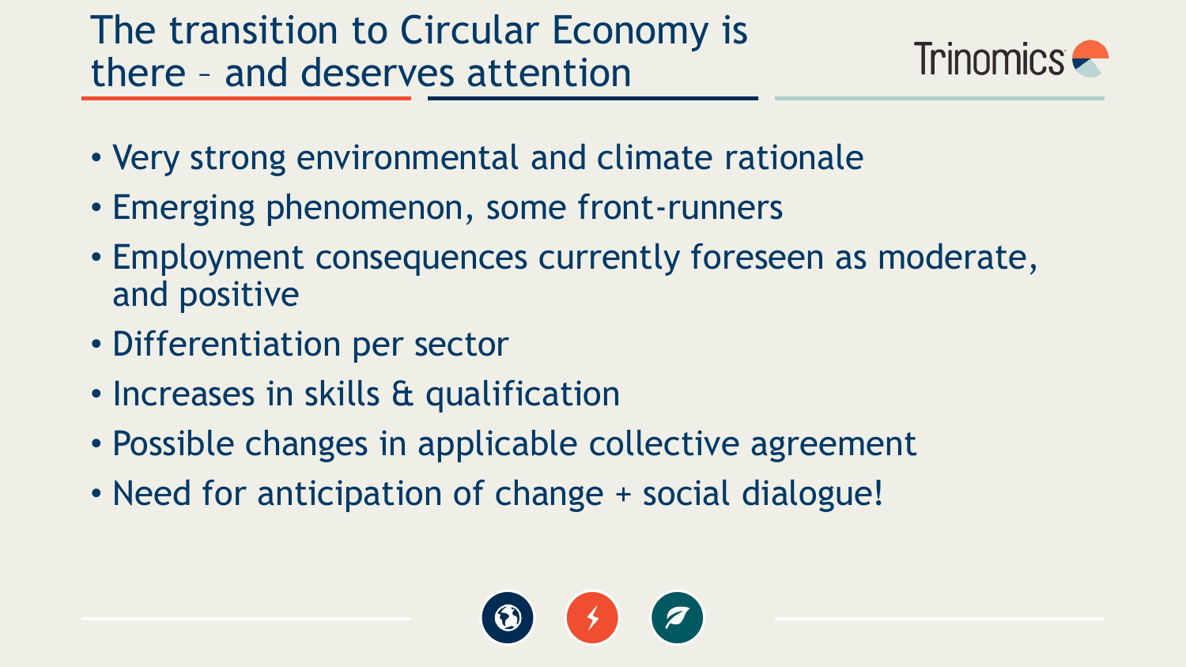# The transition to Circular Economy is there – and deserves attention

- Very strong environmental and climate rationale
- Emerging phenomenon, some front-runners
- Employment consequences currently foreseen as moderate, and positive
- Differentiation per sector
- Increases in skills & qualification
- Possible changes in applicable collective agreement
- Need for anticipation of change + social dialogue!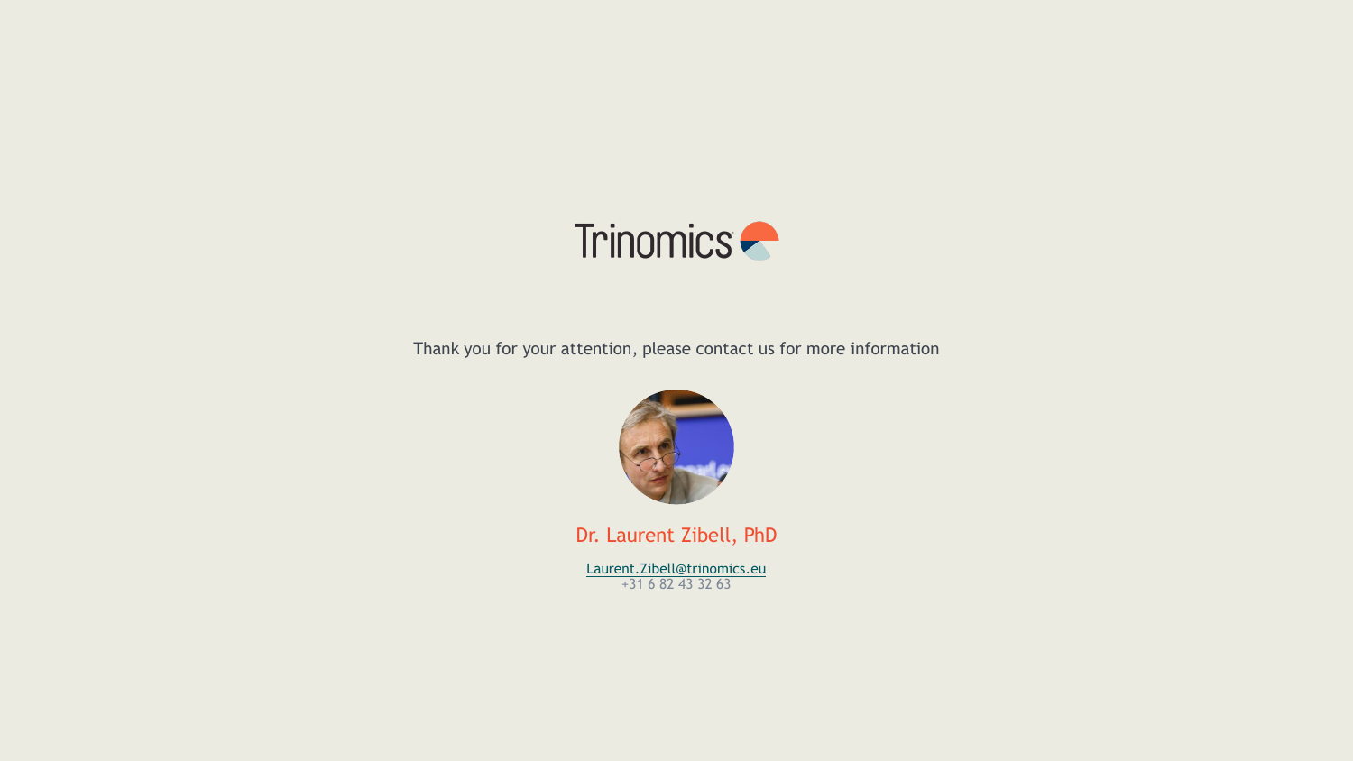Trinomics

Thank you for your attention, please contact us for more information

Dr. Laurent Zibell, PhD

Laurent.Zibell@trinomics.eu
+31 6 82 43 32 63